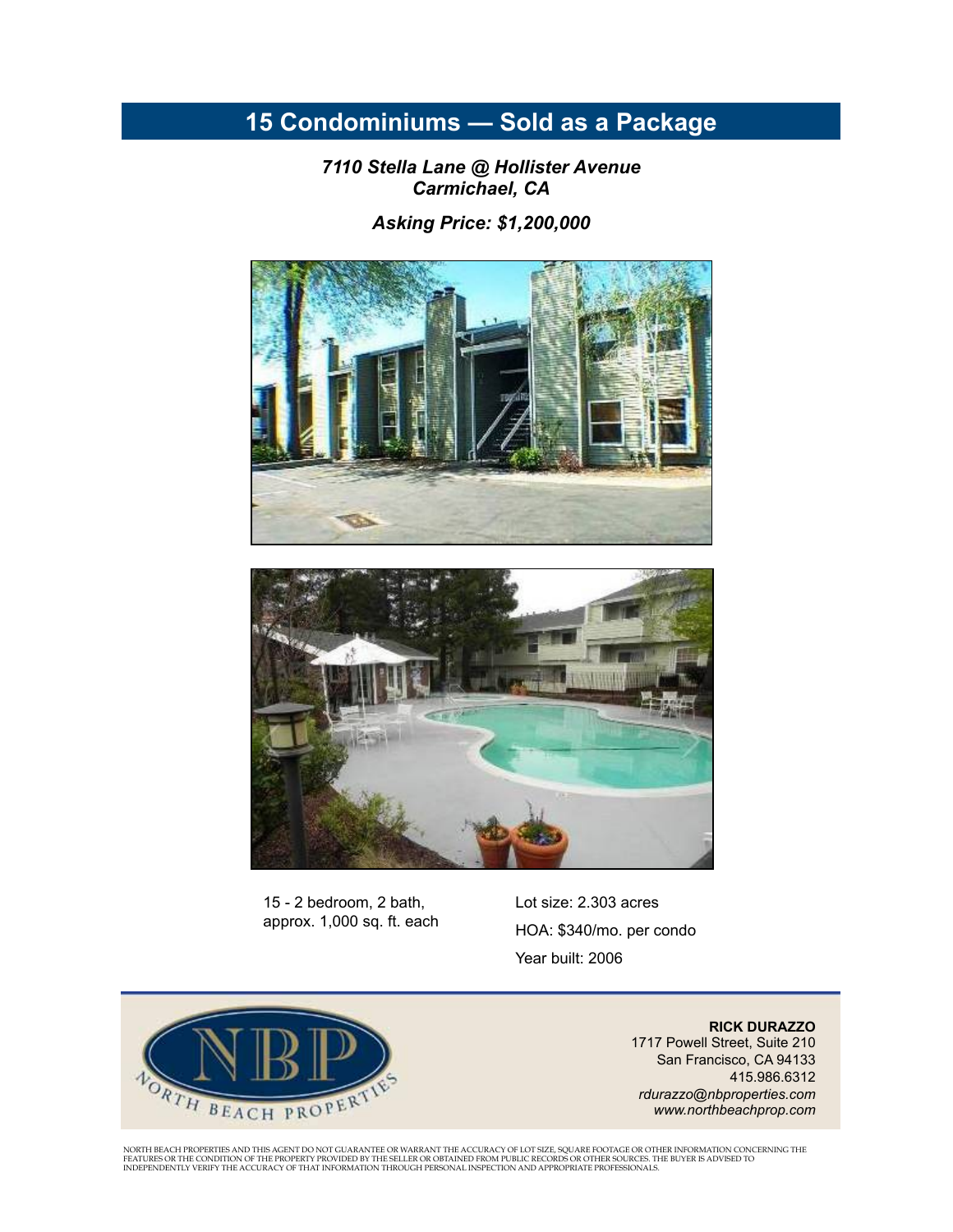# 15 Condominiums — Sold as a Package

***7110 Stella Lane @ Hollister Avenue***
***Carmichael, CA***

***Asking Price: $1,200,000***

15 - 2 bedroom, 2 bath, approx. 1,000 sq. ft. each

Lot size: 2.303 acres

HOA: $340/mo. per condo

Year built: 2006

NBP
NORTH BEACH PROPERTIES

**RICK DURAZZO**
1717 Powell Street, Suite 210
San Francisco, CA 94133
415.986.6312
*rdurazzo@nbproperties.com*
*www.northbeachprop.com*

NORTH BEACH PROPERTIES AND THIS AGENT DO NOT GUARANTEE OR WARRANT THE ACCURACY OF LOT SIZE, SQUARE FOOTAGE OR OTHER INFORMATION CONCERNING THE FEATURES OR THE CONDITION OF THE PROPERTY PROVIDED BY THE SELLER OR OBTAINED FROM PUBLIC RECORDS OR OTHER SOURCES. THE BUYER IS ADVISED TO INDEPENDENTLY VERIFY THE ACCURACY OF THAT INFORMATION THROUGH PERSONAL INSPECTION AND APPROPRIATE PROFESSIONALS.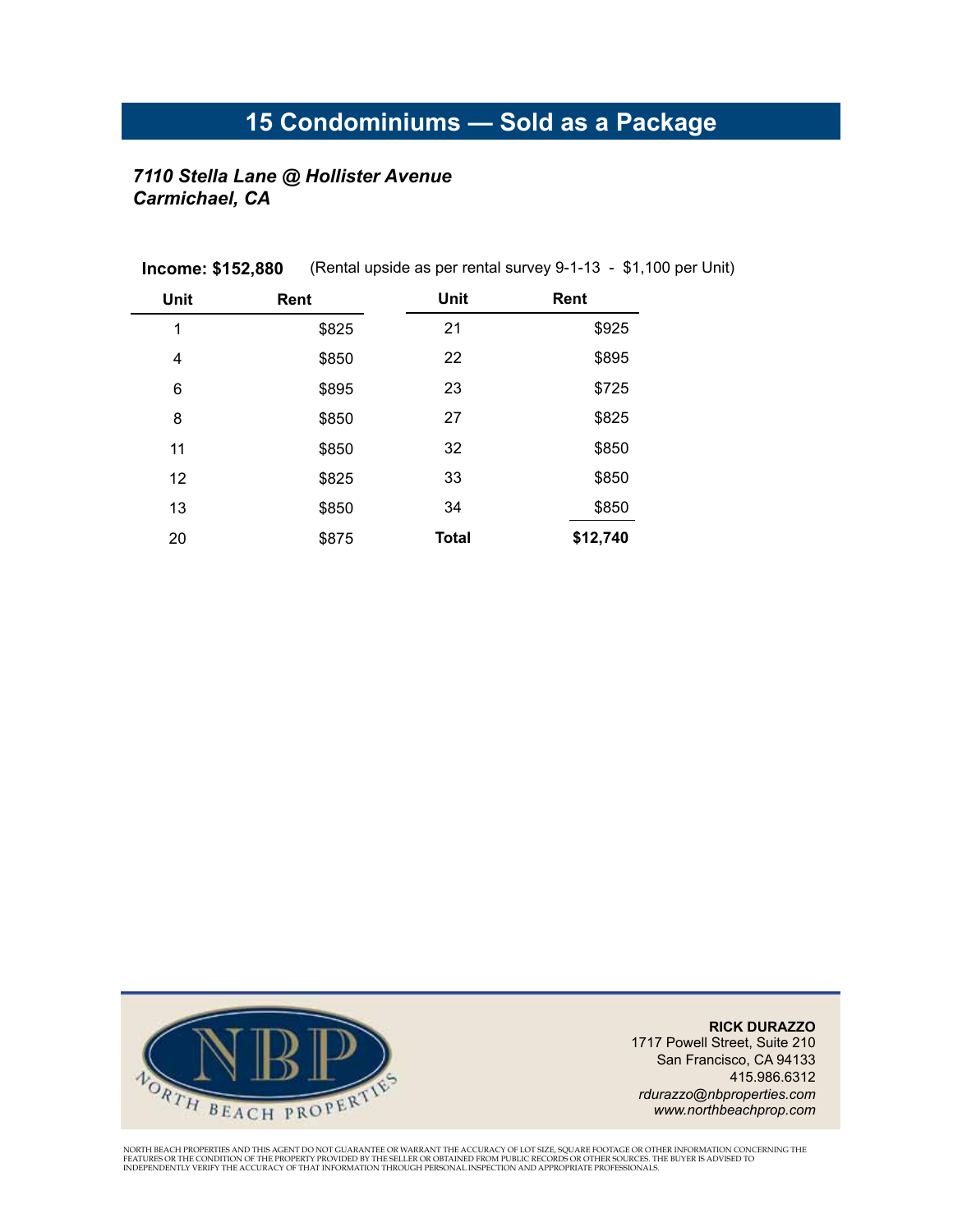# 15 Condominiums — Sold as a Package

***7110 Stella Lane @ Hollister Avenue***
***Carmichael, CA***

**Income: $152,880** (Rental upside as per rental survey 9-1-13 - $1,100 per Unit)

| Unit | Rent | Unit | Rent |
|---|---|---|---|
| 1 | $825 | 21 | $925 |
| 4 | $850 | 22 | $895 |
| 6 | $895 | 23 | $725 |
| 8 | $850 | 27 | $825 |
| 11 | $850 | 32 | $850 |
| 12 | $825 | 33 | $850 |
| 13 | $850 | 34 | $850 |
| 20 | $875 | **Total** | **$12,740** |

NBP
NORTH BEACH PROPERTIES

**RICK DURAZZO**
1717 Powell Street, Suite 210
San Francisco, CA 94133
415.986.6312
*rdurazzo@nbproperties.com*
*www.northbeachprop.com*

NORTH BEACH PROPERTIES AND THIS AGENT DO NOT GUARANTEE OR WARRANT THE ACCURACY OF LOT SIZE, SQUARE FOOTAGE OR OTHER INFORMATION CONCERNING THE FEATURES OR THE CONDITION OF THE PROPERTY PROVIDED BY THE SELLER OR OBTAINED FROM PUBLIC RECORDS OR OTHER SOURCES. THE BUYER IS ADVISED TO INDEPENDENTLY VERIFY THE ACCURACY OF THAT INFORMATION THROUGH PERSONAL INSPECTION AND APPROPRIATE PROFESSIONALS.